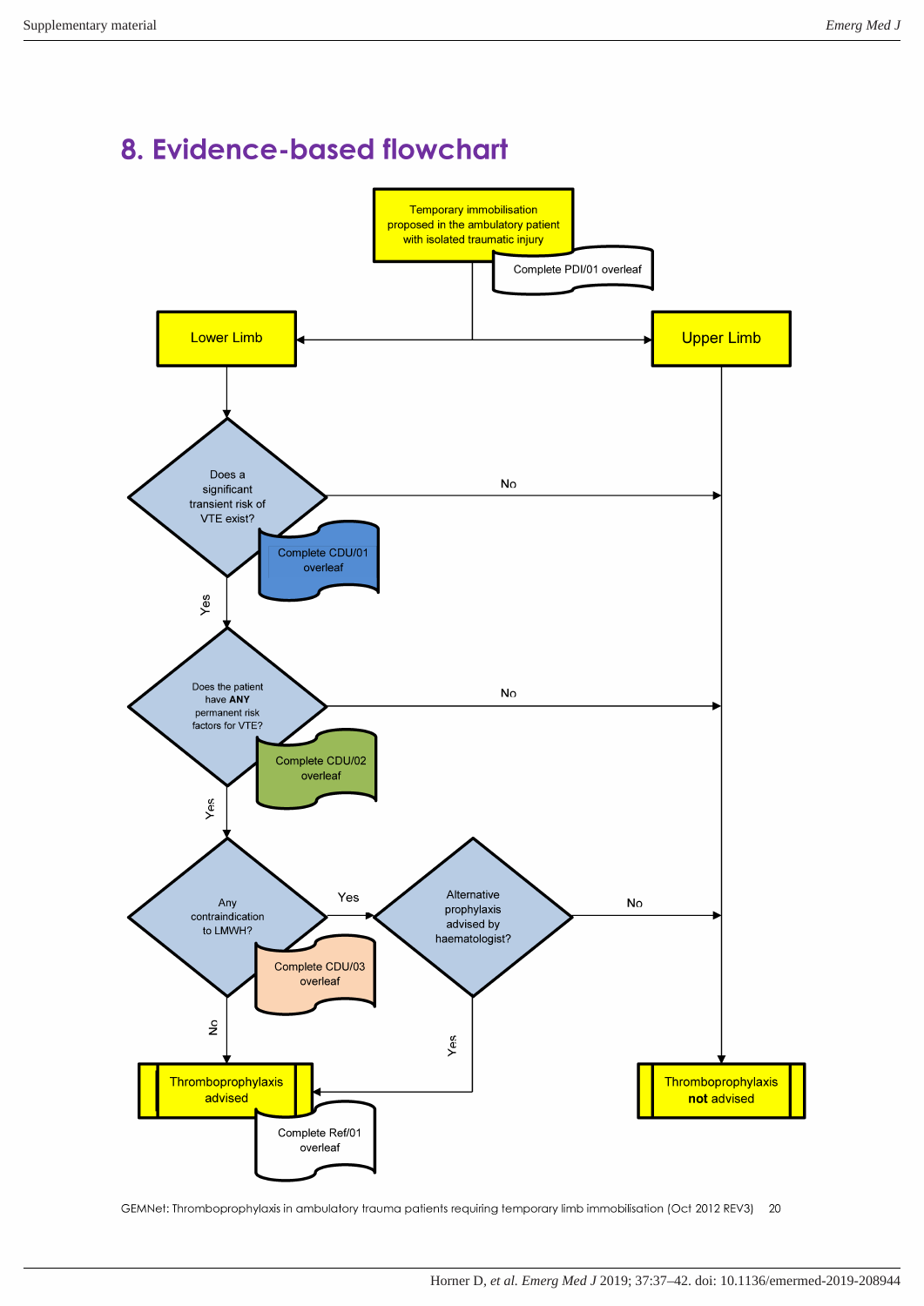## 8. Evidence-based flowchart

Temporary immobilisation proposed in the ambulatory patient with isolated traumatic injury

Complete PDI/01 overleaf

Lower Limb

Upper Limb

Does a significant transient risk of VTE exist?

Complete CDU/01 overleaf

No

Yes

Does the patient have **ANY** permanent risk factors for VTE?

Complete CDU/02 overleaf

No

Yes

Any contraindication to LMWH?

Complete CDU/03 overleaf

Yes

Alternative prophylaxis advised by haematologist?

No

No

Yes

Thromboprophylaxis advised

Complete Ref/01 overleaf

Thromboprophylaxis **not** advised

GEMNet: Thromboprophylaxis in ambulatory trauma patients requiring temporary limb immobilisation (Oct 2012 REV3) 20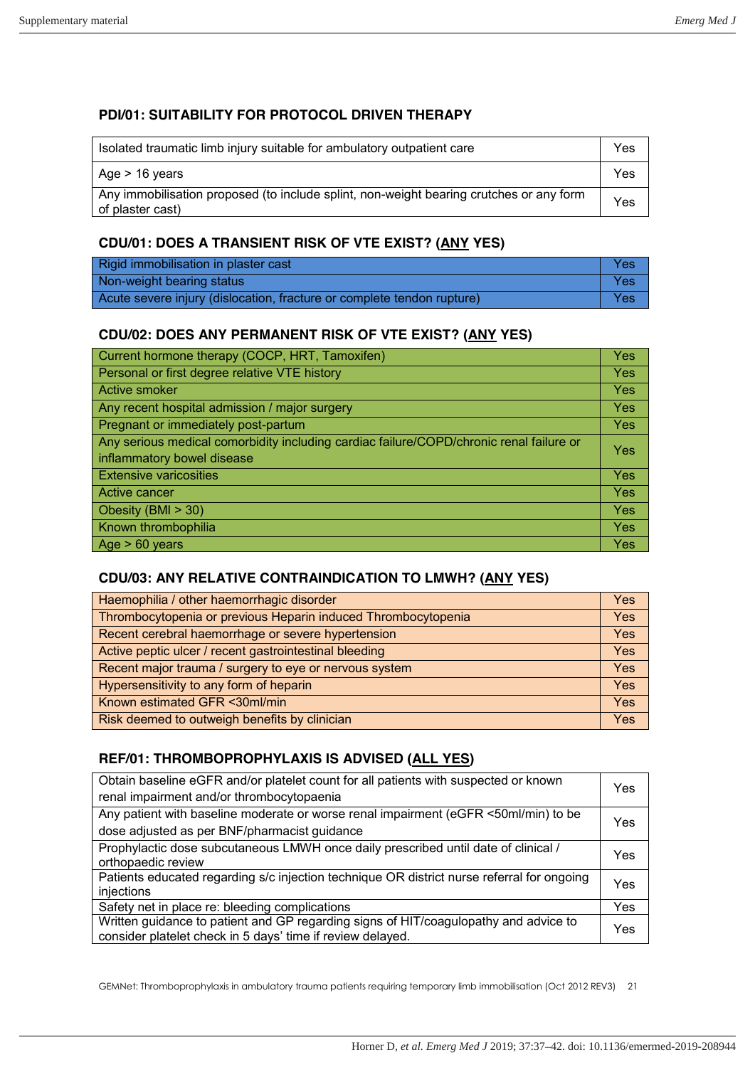### PDI/01: SUITABILITY FOR PROTOCOL DRIVEN THERAPY

| | |
|---|---|
| Isolated traumatic limb injury suitable for ambulatory outpatient care | Yes |
| Age > 16 years | Yes |
| Any immobilisation proposed (to include splint, non-weight bearing crutches or any form of plaster cast) | Yes |

### CDU/01: DOES A TRANSIENT RISK OF VTE EXIST? (ANY YES)

| | |
|---|---|
| Rigid immobilisation in plaster cast | Yes |
| Non-weight bearing status | Yes |
| Acute severe injury (dislocation, fracture or complete tendon rupture) | Yes |

### CDU/02: DOES ANY PERMANENT RISK OF VTE EXIST? (ANY YES)

| | |
|---|---|
| Current hormone therapy (COCP, HRT, Tamoxifen) | Yes |
| Personal or first degree relative VTE history | Yes |
| Active smoker | Yes |
| Any recent hospital admission / major surgery | Yes |
| Pregnant or immediately post-partum | Yes |
| Any serious medical comorbidity including cardiac failure/COPD/chronic renal failure or inflammatory bowel disease | Yes |
| Extensive varicosities | Yes |
| Active cancer | Yes |
| Obesity (BMI > 30) | Yes |
| Known thrombophilia | Yes |
| Age > 60 years | Yes |

### CDU/03: ANY RELATIVE CONTRAINDICATION TO LMWH? (ANY YES)

| | |
|---|---|
| Haemophilia / other haemorrhagic disorder | Yes |
| Thrombocytopenia or previous Heparin induced Thrombocytopenia | Yes |
| Recent cerebral haemorrhage or severe hypertension | Yes |
| Active peptic ulcer / recent gastrointestinal bleeding | Yes |
| Recent major trauma / surgery to eye or nervous system | Yes |
| Hypersensitivity to any form of heparin | Yes |
| Known estimated GFR <30ml/min | Yes |
| Risk deemed to outweigh benefits by clinician | Yes |

### REF/01: THROMBOPROPHYLAXIS IS ADVISED (ALL YES)

| | |
|---|---|
| Obtain baseline eGFR and/or platelet count for all patients with suspected or known renal impairment and/or thrombocytopaenia | Yes |
| Any patient with baseline moderate or worse renal impairment (eGFR <50ml/min) to be dose adjusted as per BNF/pharmacist guidance | Yes |
| Prophylactic dose subcutaneous LMWH once daily prescribed until date of clinical / orthopaedic review | Yes |
| Patients educated regarding s/c injection technique OR district nurse referral for ongoing injections | Yes |
| Safety net in place re: bleeding complications | Yes |
| Written guidance to patient and GP regarding signs of HIT/coagulopathy and advice to consider platelet check in 5 days' time if review delayed. | Yes |

GEMNet: Thromboprophylaxis in ambulatory trauma patients requiring temporary limb immobilisation (Oct 2012 REV3) 21